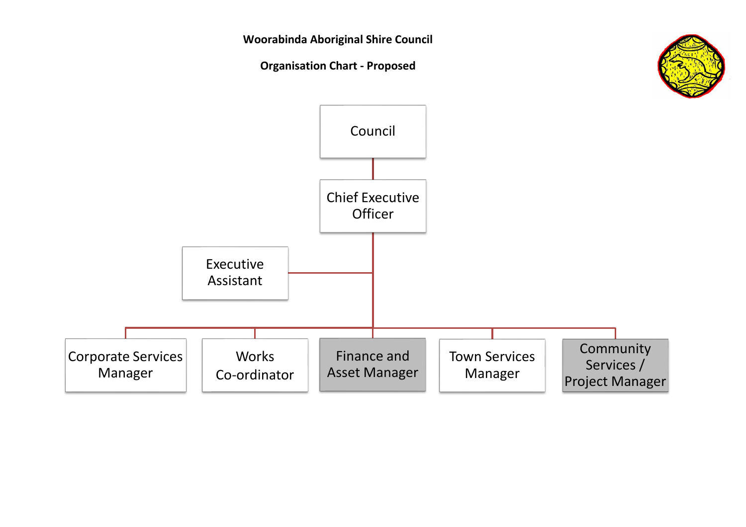**Woorabinda Aboriginal Shire Council**

**Organisation Chart - Proposed**

- Council
  - Chief Executive Officer
    - Executive Assistant
    - Corporate Services Manager
    - Works Co-ordinator
    - Finance and Asset Manager
    - Town Services Manager
    - Community Services / Project Manager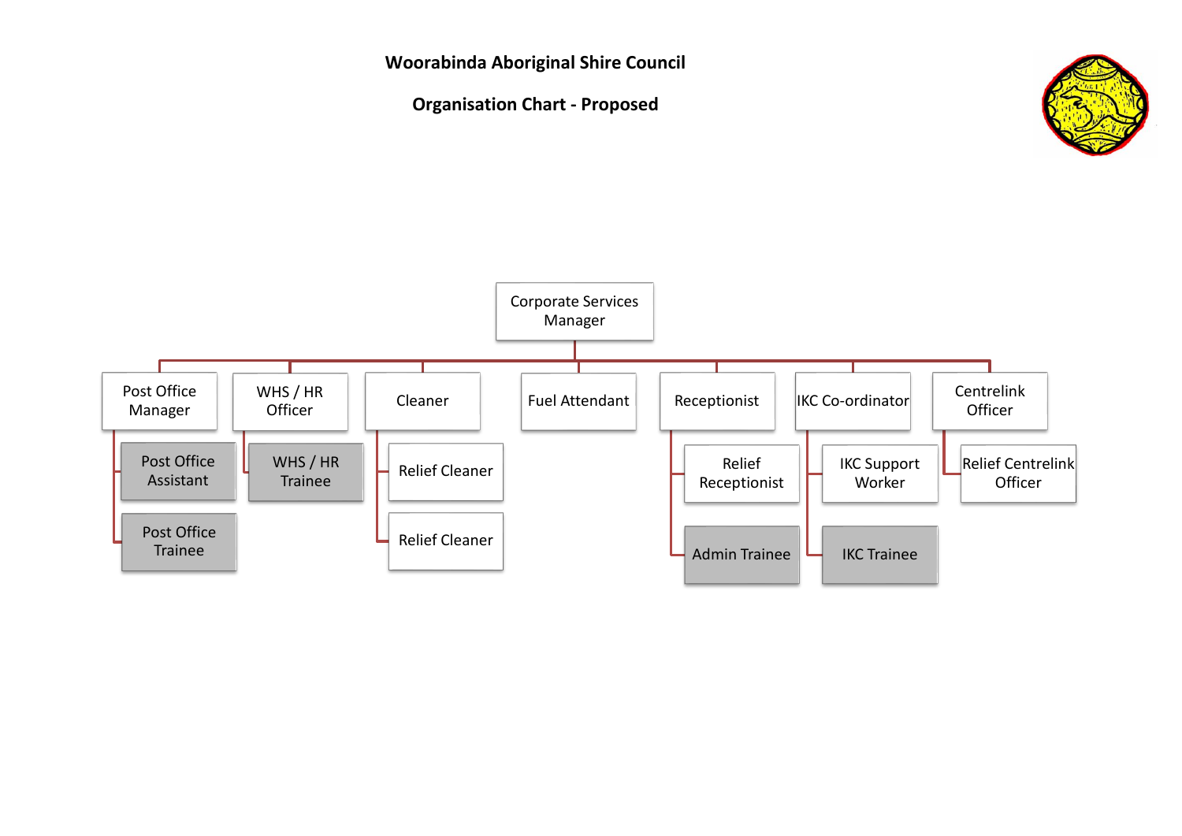**Woorabinda Aboriginal Shire Council**

**Organisation Chart - Proposed**

- Corporate Services Manager
  - Post Office Manager
    - Post Office Assistant
    - Post Office Trainee
  - WHS / HR Officer
    - WHS / HR Trainee
  - Cleaner
    - Relief Cleaner
    - Relief Cleaner
  - Fuel Attendant
  - Receptionist
    - Relief Receptionist
    - Admin Trainee
  - IKC Co-ordinator
    - IKC Support Worker
    - IKC Trainee
  - Centrelink Officer
    - Relief Centrelink Officer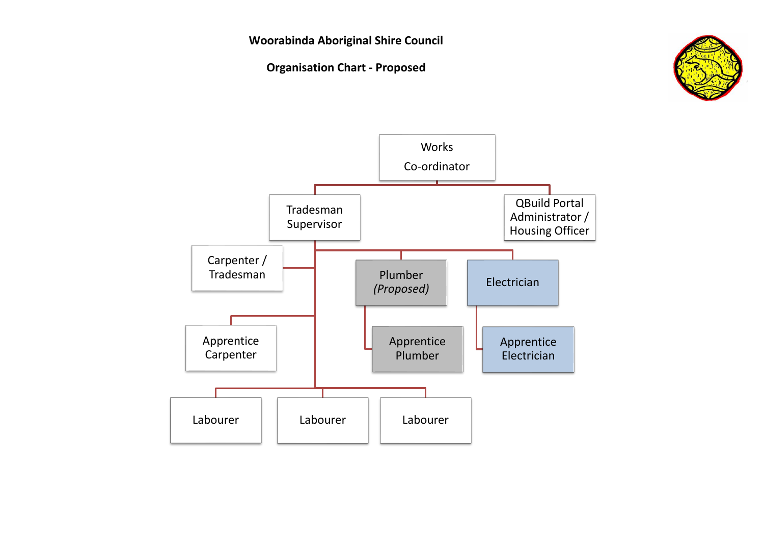# Woorabinda Aboriginal Shire Council

## Organisation Chart - Proposed

- Works Co-ordinator
  - Tradesman Supervisor
    - Carpenter / Tradesman
    - Apprentice Carpenter
    - Plumber *(Proposed)*
      - Apprentice Plumber
    - Electrician
      - Apprentice Electrician
    - Labourer
    - Labourer
    - Labourer
  - QBuild Portal Administrator / Housing Officer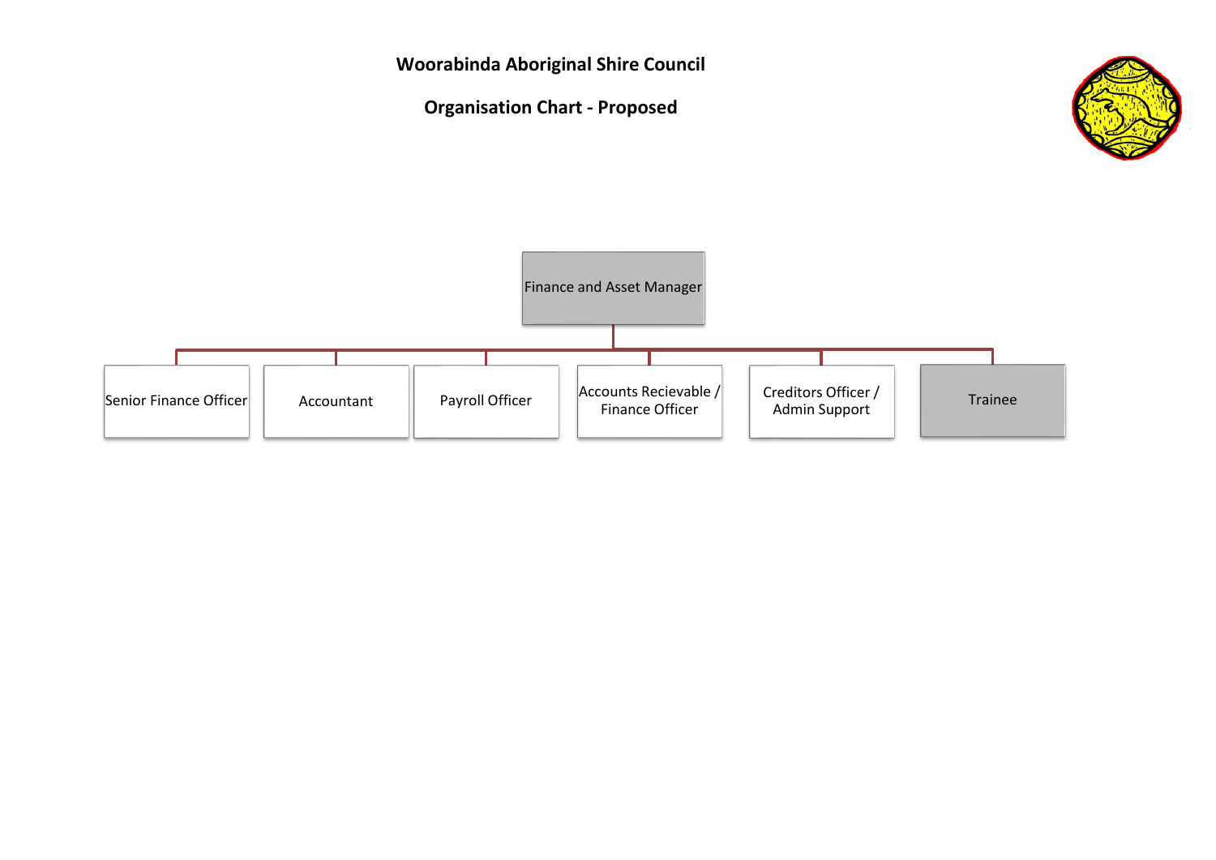# Woorabinda Aboriginal Shire Council

## Organisation Chart - Proposed

- Finance and Asset Manager
  - Senior Finance Officer
  - Accountant
  - Payroll Officer
  - Accounts Recievable / Finance Officer
  - Creditors Officer / Admin Support
  - Trainee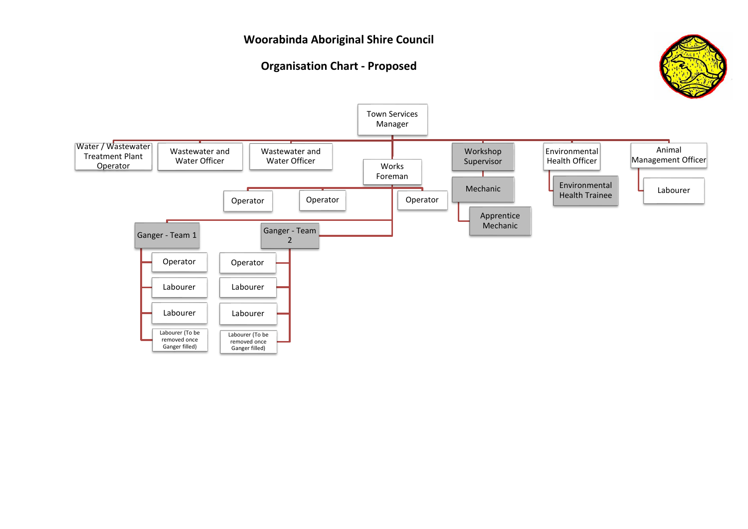# Woorabinda Aboriginal Shire Council

## Organisation Chart - Proposed

- Town Services Manager
  - Water / Wastewater Treatment Plant Operator
  - Wastewater and Water Officer
  - Wastewater and Water Officer
  - Works Foreman
    - Operator
    - Operator
    - Operator
    - Ganger - Team 1
      - Operator
      - Labourer
      - Labourer
      - Labourer (To be removed once Ganger filled)
    - Ganger - Team 2
      - Operator
      - Labourer
      - Labourer
      - Labourer (To be removed once Ganger filled)
  - Workshop Supervisor
    - Mechanic
      - Apprentice Mechanic
  - Environmental Health Officer
    - Environmental Health Trainee
  - Animal Management Officer
    - Labourer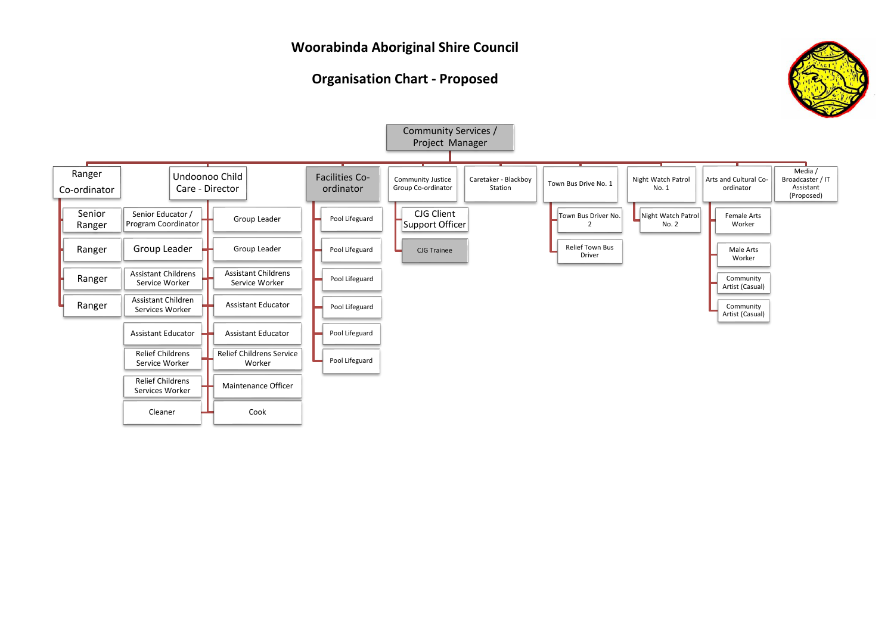# Woorabinda Aboriginal Shire Council

## Organisation Chart - Proposed

**Community Services / Project Manager**

- **Ranger Co-ordinator**
  - Senior Ranger
  - Ranger
  - Ranger
  - Ranger
- **Undoonoo Child Care - Director**
  - Senior Educator / Program Coordinator
  - Group Leader
  - Assistant Childrens Service Worker
  - Assistant Children Services Worker
  - Assistant Educator
  - Relief Childrens Service Worker
  - Relief Childrens Services Worker
  - Cleaner
  - Group Leader
  - Group Leader
  - Assistant Childrens Service Worker
  - Assistant Educator
  - Assistant Educator
  - Relief Childrens Service Worker
  - Maintenance Officer
  - Cook
- **Facilities Co-ordinator**
  - Pool Lifeguard
  - Pool Lifeguard
  - Pool Lifeguard
  - Pool Lifeguard
  - Pool Lifeguard
  - Pool Lifeguard
- **Community Justice Group Co-ordinator**
  - CJG Client Support Officer
  - CJG Trainee
- **Caretaker - Blackboy Station**
- **Town Bus Drive No. 1**
  - Town Bus Driver No. 2
  - Relief Town Bus Driver
- **Night Watch Patrol No. 1**
  - Night Watch Patrol No. 2
- **Arts and Cultural Co-ordinator**
  - Female Arts Worker
  - Male Arts Worker
  - Community Artist (Casual)
  - Community Artist (Casual)
- **Media / Broadcaster / IT Assistant (Proposed)**